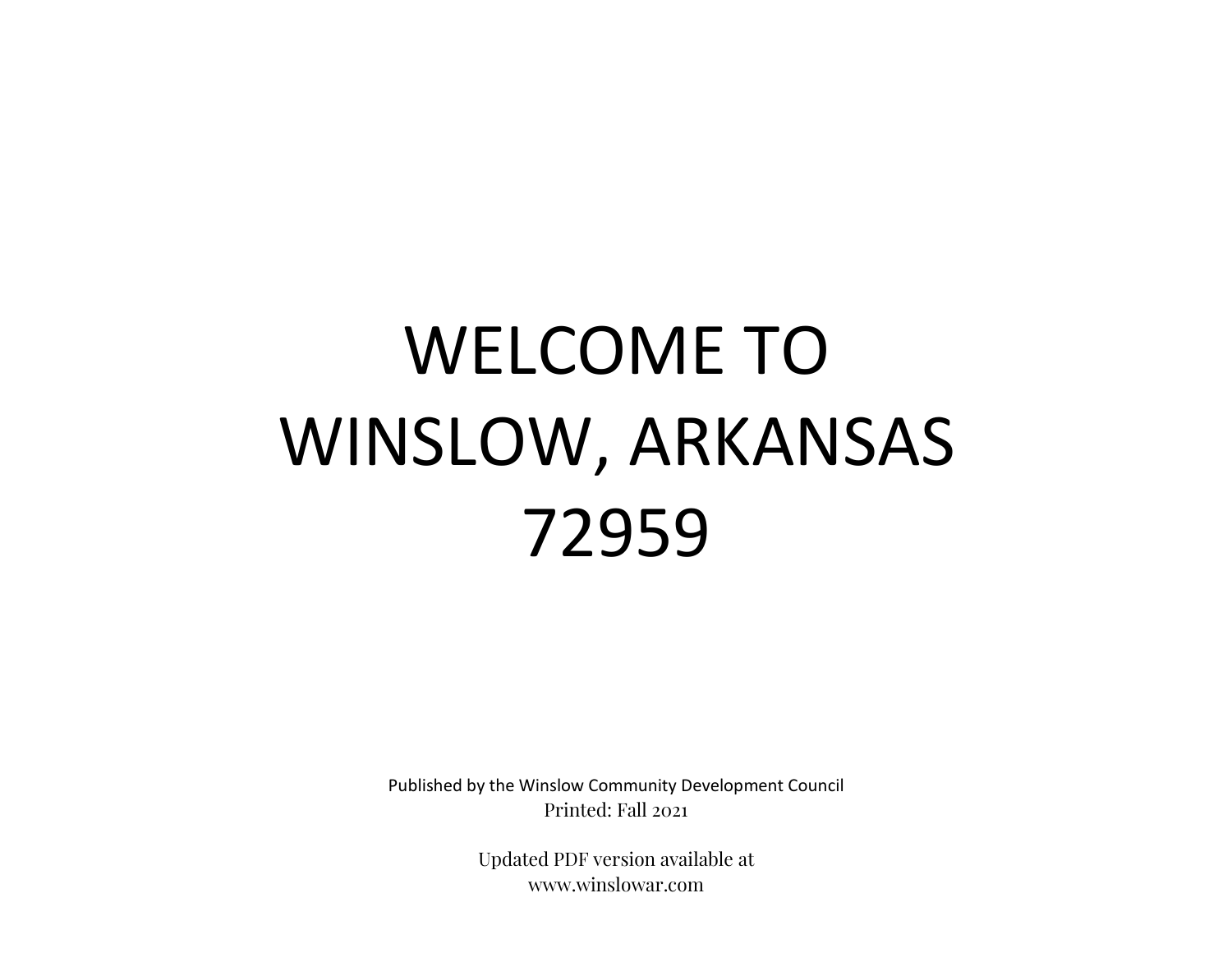# WELCOME TO WINSLOW, ARKANSAS 72959

Published by the Winslow Community Development Council
Printed: Fall 2021

Updated PDF version available at
www.winslowar.com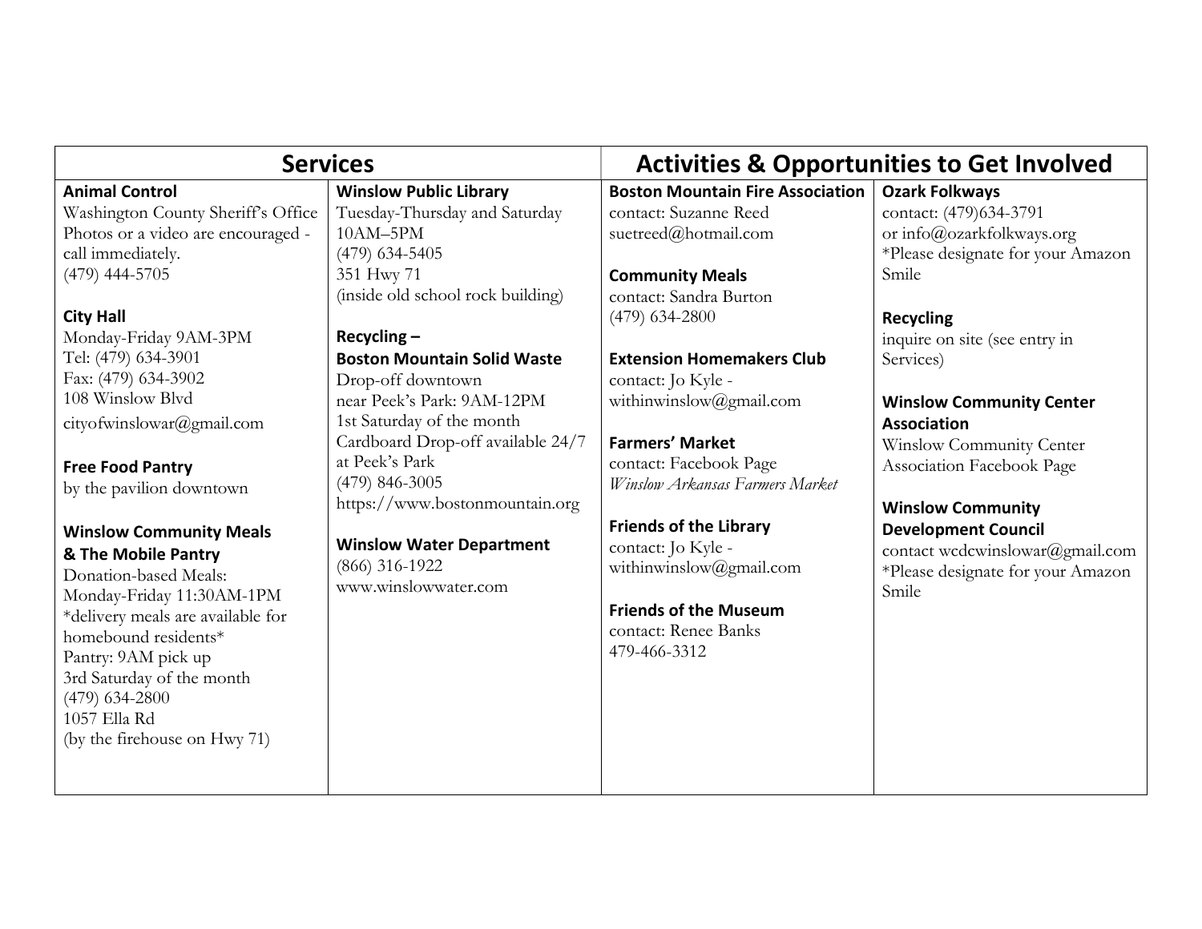## Services

**Animal Control**
Washington County Sheriff's Office
Photos or a video are encouraged - call immediately.
(479) 444-5705

**City Hall**
Monday-Friday 9AM-3PM
Tel: (479) 634-3901
Fax: (479) 634-3902
108 Winslow Blvd
cityofwinslowar@gmail.com

**Free Food Pantry**
by the pavilion downtown

**Winslow Community Meals & The Mobile Pantry**
Donation-based Meals:
Monday-Friday 11:30AM-1PM
*delivery meals are available for homebound residents*
Pantry: 9AM pick up
3rd Saturday of the month
(479) 634-2800
1057 Ella Rd
(by the firehouse on Hwy 71)

**Winslow Public Library**
Tuesday-Thursday and Saturday
10AM–5PM
(479) 634-5405
351 Hwy 71
(inside old school rock building)

**Recycling – Boston Mountain Solid Waste**
Drop-off downtown
near Peek's Park: 9AM-12PM
1st Saturday of the month
Cardboard Drop-off available 24/7 at Peek's Park
(479) 846-3005
https://www.bostonmountain.org

**Winslow Water Department**
(866) 316-1922
www.winslowwater.com

## Activities & Opportunities to Get Involved

**Boston Mountain Fire Association**
contact: Suzanne Reed
suetreed@hotmail.com

**Community Meals**
contact: Sandra Burton
(479) 634-2800

**Extension Homemakers Club**
contact: Jo Kyle - withinwinslow@gmail.com

**Farmers' Market**
contact: Facebook Page
*Winslow Arkansas Farmers Market*

**Friends of the Library**
contact: Jo Kyle - withinwinslow@gmail.com

**Friends of the Museum**
contact: Renee Banks
479-466-3312

**Ozark Folkways**
contact: (479)634-3791
or info@ozarkfolkways.org
*Please designate for your Amazon Smile

**Recycling**
inquire on site (see entry in Services)

**Winslow Community Center Association**
Winslow Community Center Association Facebook Page

**Winslow Community Development Council**
contact wcdcwinslowar@gmail.com
*Please designate for your Amazon Smile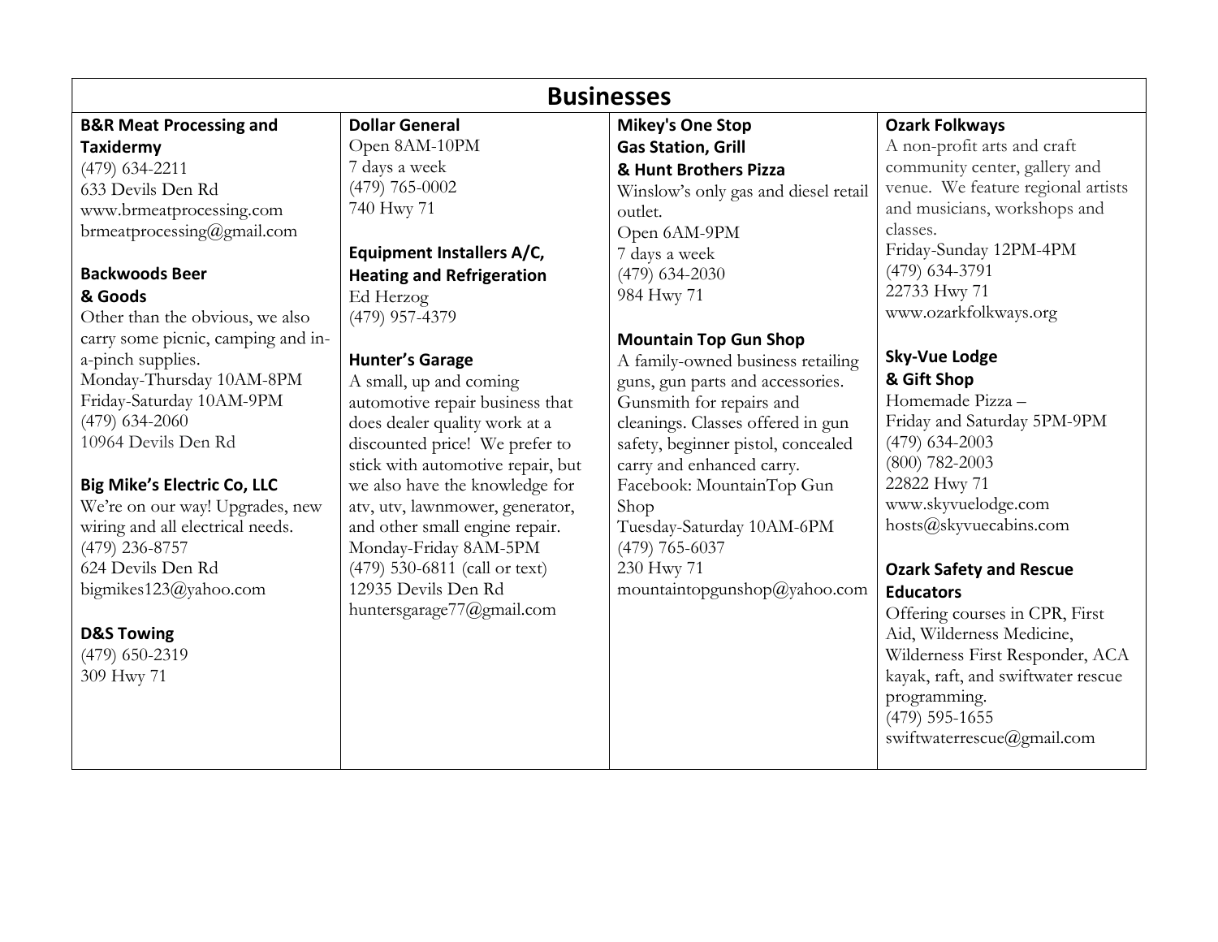# Businesses

### B&R Meat Processing and Taxidermy

(479) 634-2211
633 Devils Den Rd
www.brmeatprocessing.com
brmeatprocessing@gmail.com

### Backwoods Beer & Goods

Other than the obvious, we also carry some picnic, camping and in-a-pinch supplies.
Monday-Thursday 10AM-8PM
Friday-Saturday 10AM-9PM
(479) 634-2060
10964 Devils Den Rd

### Big Mike's Electric Co, LLC

We're on our way! Upgrades, new wiring and all electrical needs.
(479) 236-8757
624 Devils Den Rd
bigmikes123@yahoo.com

### D&S Towing

(479) 650-2319
309 Hwy 71

### Dollar General

Open 8AM-10PM
7 days a week
(479) 765-0002
740 Hwy 71

### Equipment Installers A/C, Heating and Refrigeration

Ed Herzog
(479) 957-4379

### Hunter's Garage

A small, up and coming automotive repair business that does dealer quality work at a discounted price! We prefer to stick with automotive repair, but we also have the knowledge for atv, utv, lawnmower, generator, and other small engine repair.
Monday-Friday 8AM-5PM
(479) 530-6811 (call or text)
12935 Devils Den Rd
huntersgarage77@gmail.com

### Mikey's One Stop Gas Station, Grill & Hunt Brothers Pizza

Winslow's only gas and diesel retail outlet.
Open 6AM-9PM
7 days a week
(479) 634-2030
984 Hwy 71

### Mountain Top Gun Shop

A family-owned business retailing guns, gun parts and accessories. Gunsmith for repairs and cleanings. Classes offered in gun safety, beginner pistol, concealed carry and enhanced carry.
Facebook: MountainTop Gun Shop
Tuesday-Saturday 10AM-6PM
(479) 765-6037
230 Hwy 71
mountaintopgunshop@yahoo.com

### Ozark Folkways

A non-profit arts and craft community center, gallery and venue. We feature regional artists and musicians, workshops and classes.
Friday-Sunday 12PM-4PM
(479) 634-3791
22733 Hwy 71
www.ozarkfolkways.org

### Sky-Vue Lodge & Gift Shop

Homemade Pizza –
Friday and Saturday 5PM-9PM
(479) 634-2003
(800) 782-2003
22822 Hwy 71
www.skyvuelodge.com
hosts@skyvuecabins.com

### Ozark Safety and Rescue Educators

Offering courses in CPR, First Aid, Wilderness Medicine, Wilderness First Responder, ACA kayak, raft, and swiftwater rescue programming.
(479) 595-1655
swiftwaterrescue@gmail.com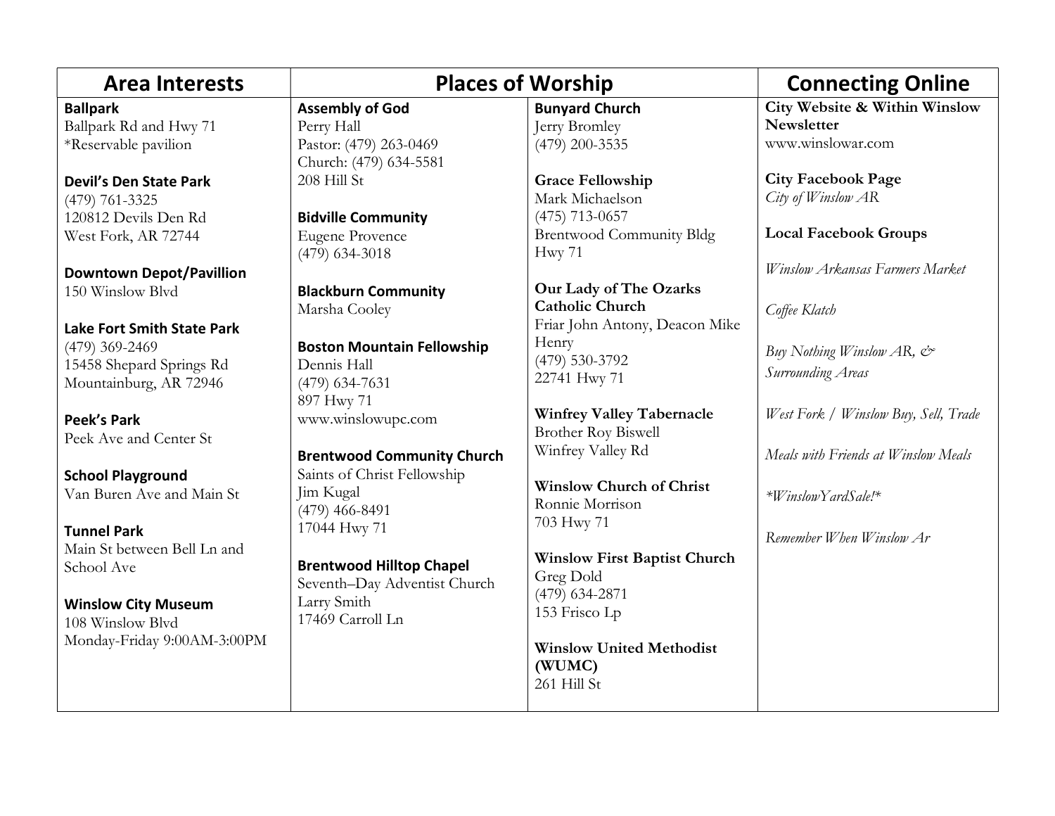| Area Interests | Places of Worship | | Connecting Online |
|---|---|---|---|
| **Ballpark**<br>Ballpark Rd and Hwy 71<br>*Reservable pavilion<br><br>**Devil's Den State Park**<br>(479) 761-3325<br>120812 Devils Den Rd<br>West Fork, AR 72744<br><br>**Downtown Depot/Pavillion**<br>150 Winslow Blvd<br><br>**Lake Fort Smith State Park**<br>(479) 369-2469<br>15458 Shepard Springs Rd<br>Mountainburg, AR 72946<br><br>**Peek's Park**<br>Peek Ave and Center St<br><br>**School Playground**<br>Van Buren Ave and Main St<br><br>**Tunnel Park**<br>Main St between Bell Ln and School Ave<br><br>**Winslow City Museum**<br>108 Winslow Blvd<br>Monday-Friday 9:00AM-3:00PM | **Assembly of God**<br>Perry Hall<br>Pastor: (479) 263-0469<br>Church: (479) 634-5581<br>208 Hill St<br><br>**Bidville Community**<br>Eugene Provence<br>(479) 634-3018<br><br>**Blackburn Community**<br>Marsha Cooley<br><br>**Boston Mountain Fellowship**<br>Dennis Hall<br>(479) 634-7631<br>897 Hwy 71<br>www.winslowupc.com<br><br>**Brentwood Community Church**<br>Saints of Christ Fellowship<br>Jim Kugal<br>(479) 466-8491<br>17044 Hwy 71<br><br>**Brentwood Hilltop Chapel**<br>Seventh–Day Adventist Church<br>Larry Smith<br>17469 Carroll Ln | **Bunyard Church**<br>Jerry Bromley<br>(479) 200-3535<br><br>**Grace Fellowship**<br>Mark Michaelson<br>(475) 713-0657<br>Brentwood Community Bldg<br>Hwy 71<br><br>**Our Lady of The Ozarks Catholic Church**<br>Friar John Antony, Deacon Mike Henry<br>(479) 530-3792<br>22741 Hwy 71<br><br>**Winfrey Valley Tabernacle**<br>Brother Roy Biswell<br>Winfrey Valley Rd<br><br>**Winslow Church of Christ**<br>Ronnie Morrison<br>703 Hwy 71<br><br>**Winslow First Baptist Church**<br>Greg Dold<br>(479) 634-2871<br>153 Frisco Lp<br><br>**Winslow United Methodist (WUMC)**<br>261 Hill St | **City Website & Within Winslow Newsletter**<br>www.winslowar.com<br><br>**City Facebook Page**<br>*City of Winslow AR*<br><br>**Local Facebook Groups**<br><br>*Winslow Arkansas Farmers Market*<br><br>*Coffee Klatch*<br><br>*Buy Nothing Winslow AR, & Surrounding Areas*<br><br>*West Fork / Winslow Buy, Sell, Trade*<br><br>*Meals with Friends at Winslow Meals*<br><br>*\*WinslowYardSale!\**<br><br>*Remember When Winslow Ar* |